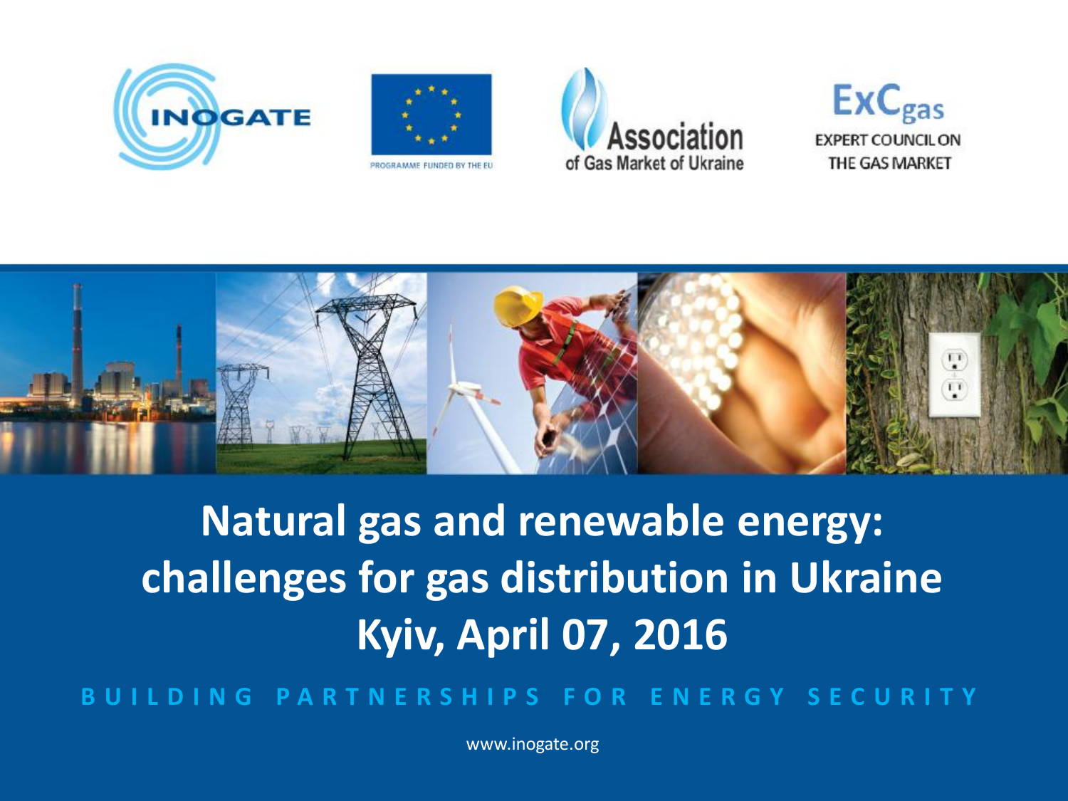INOGATE

PROGRAMME FUNDED BY THE EU

Association of Gas Market of Ukraine

ExC$_{gas}$
EXPERT COUNCIL ON THE GAS MARKET

# Natural gas and renewable energy: challenges for gas distribution in Ukraine
# Kyiv, April 07, 2016

BUILDING PARTNERSHIPS FOR ENERGY SECURITY

www.inogate.org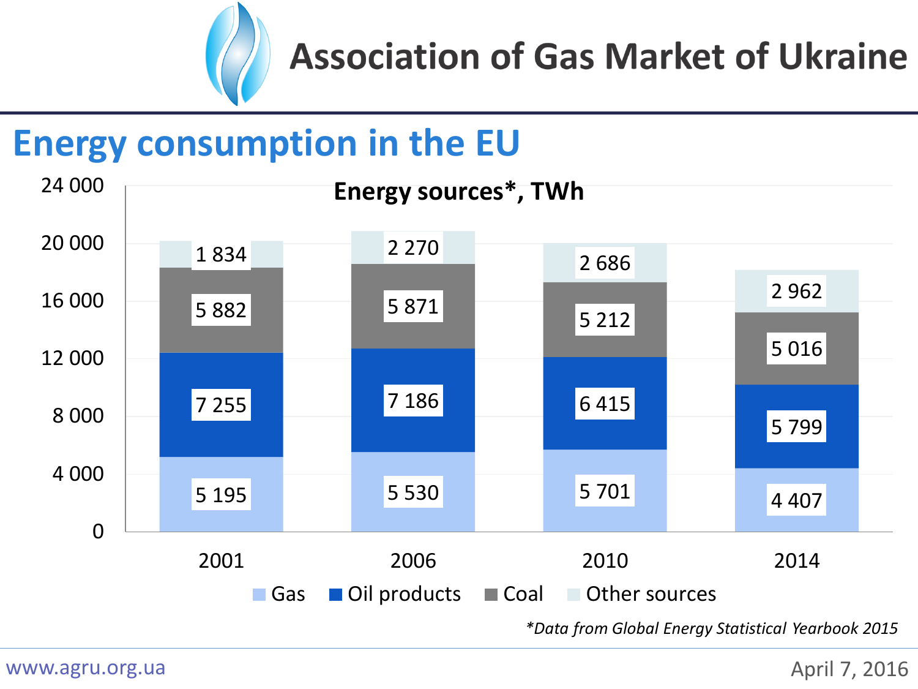# Association of Gas Market of Ukraine

## Energy consumption in the EU

**Energy sources*, TWh**

| | 2001 | 2006 | 2010 | 2014 |
|---|---|---|---|---|
| Gas | 5 195 | 5 530 | 5 701 | 4 407 |
| Oil products | 7 255 | 7 186 | 6 415 | 5 799 |
| Coal | 5 882 | 5 871 | 5 212 | 5 016 |
| Other sources | 1 834 | 2 270 | 2 686 | 2 962 |

*\*Data from Global Energy Statistical Yearbook 2015*

www.agru.org.ua

April 7, 2016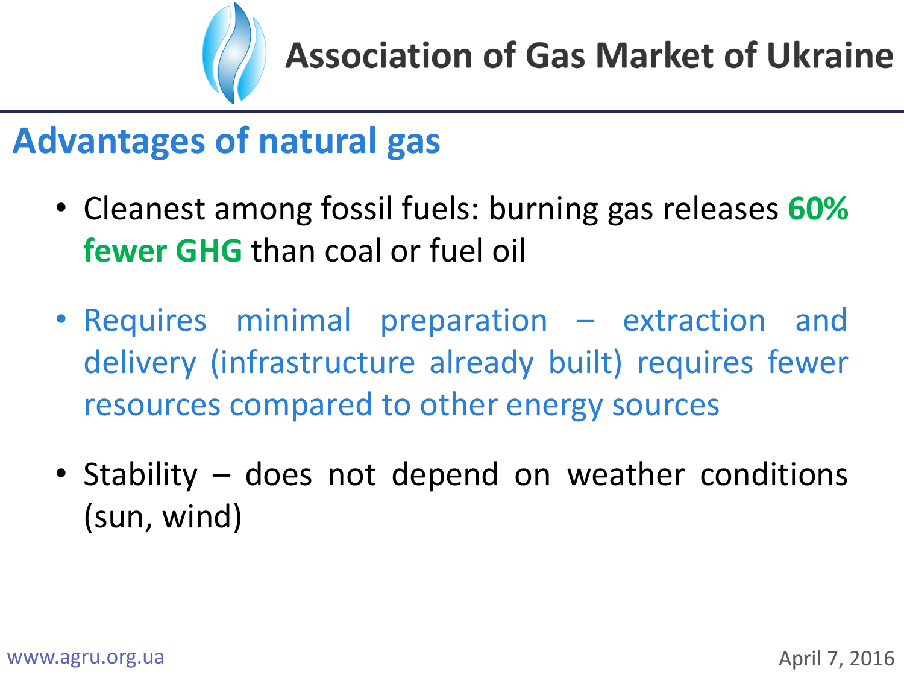## Advantages of natural gas

- Cleanest among fossil fuels: burning gas releases **60% fewer GHG** than coal or fuel oil
- Requires minimal preparation – extraction and delivery (infrastructure already built) requires fewer resources compared to other energy sources
- Stability – does not depend on weather conditions (sun, wind)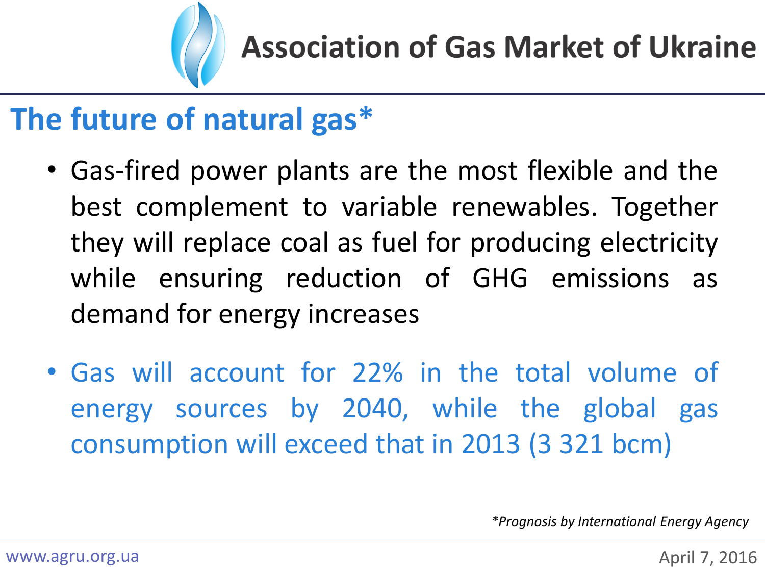## The future of natural gas*

- Gas-fired power plants are the most flexible and the best complement to variable renewables. Together they will replace coal as fuel for producing electricity while ensuring reduction of GHG emissions as demand for energy increases

- Gas will account for 22% in the total volume of energy sources by 2040, while the global gas consumption will exceed that in 2013 (3 321 bcm)

**Prognosis by International Energy Agency*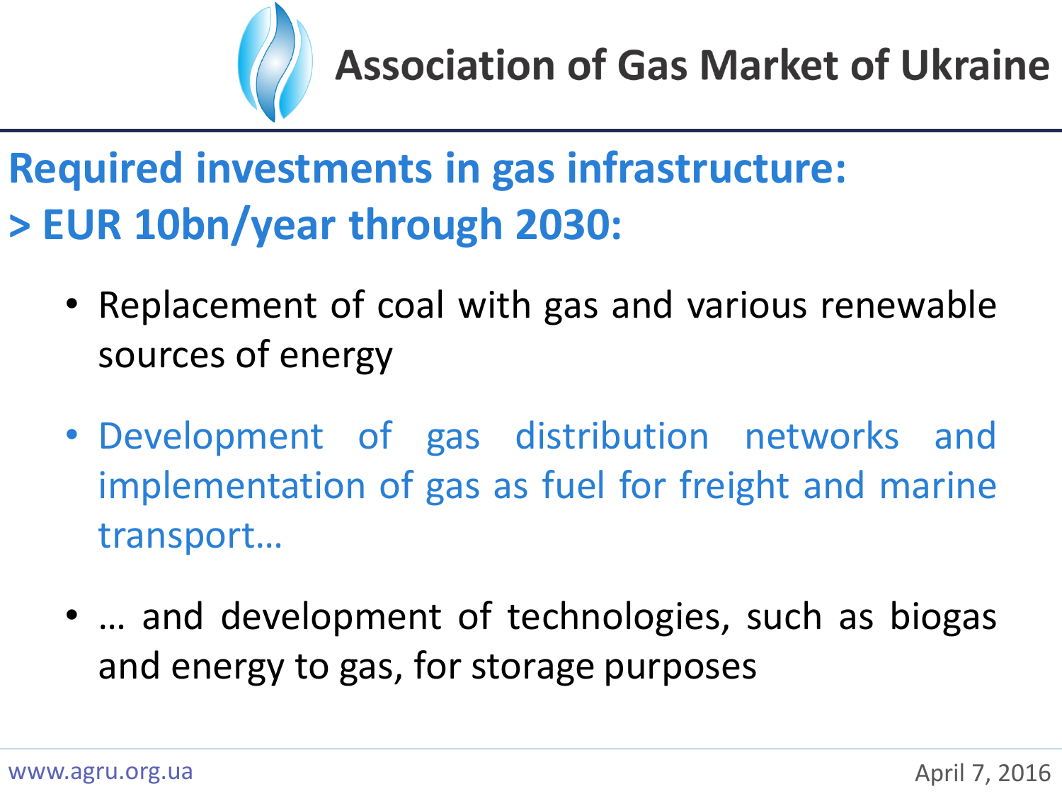# Required investments in gas infrastructure:
# > EUR 10bn/year through 2030:

- Replacement of coal with gas and various renewable sources of energy
- Development of gas distribution networks and implementation of gas as fuel for freight and marine transport…
- … and development of technologies, such as biogas and energy to gas, for storage purposes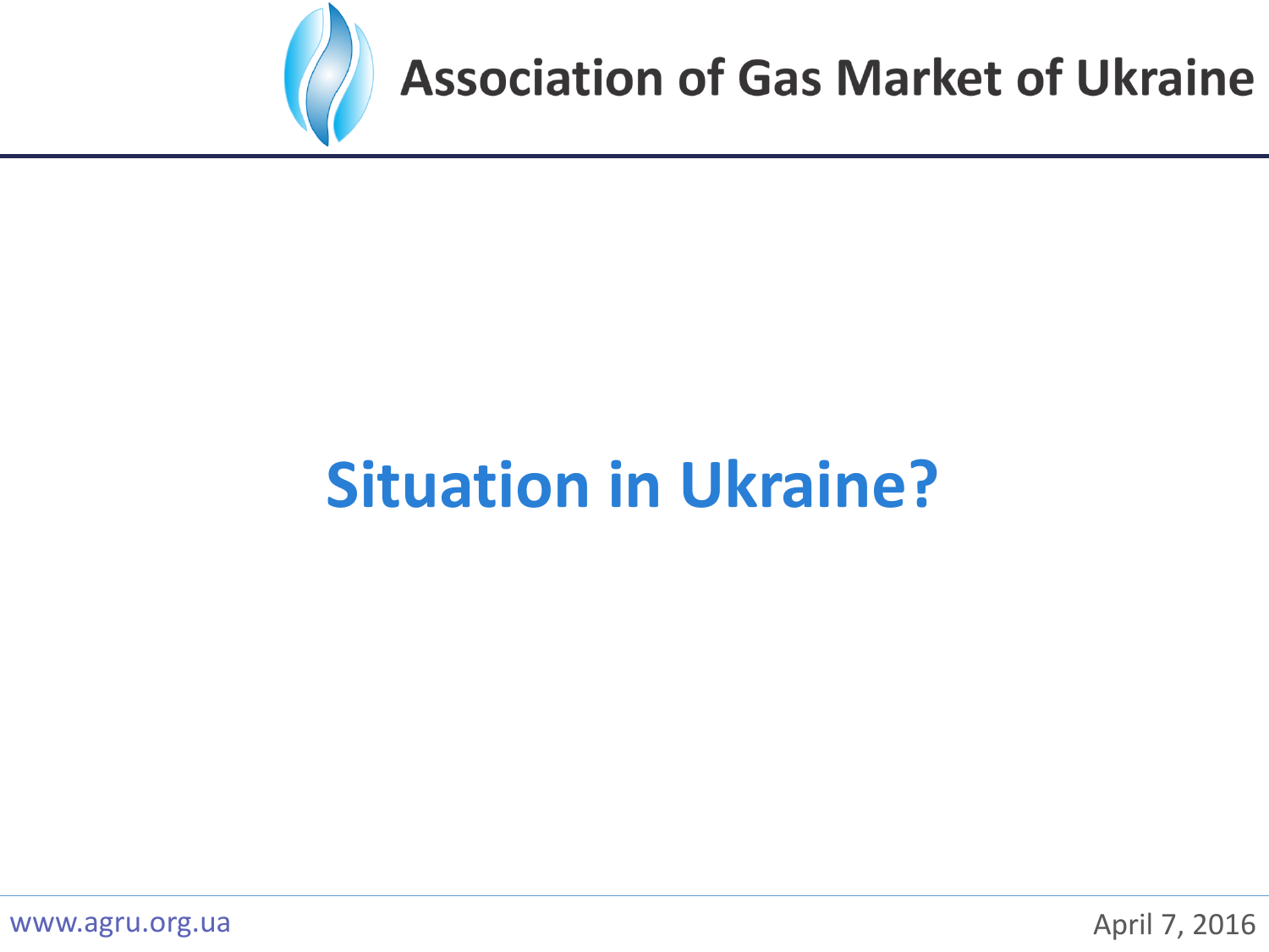# Situation in Ukraine?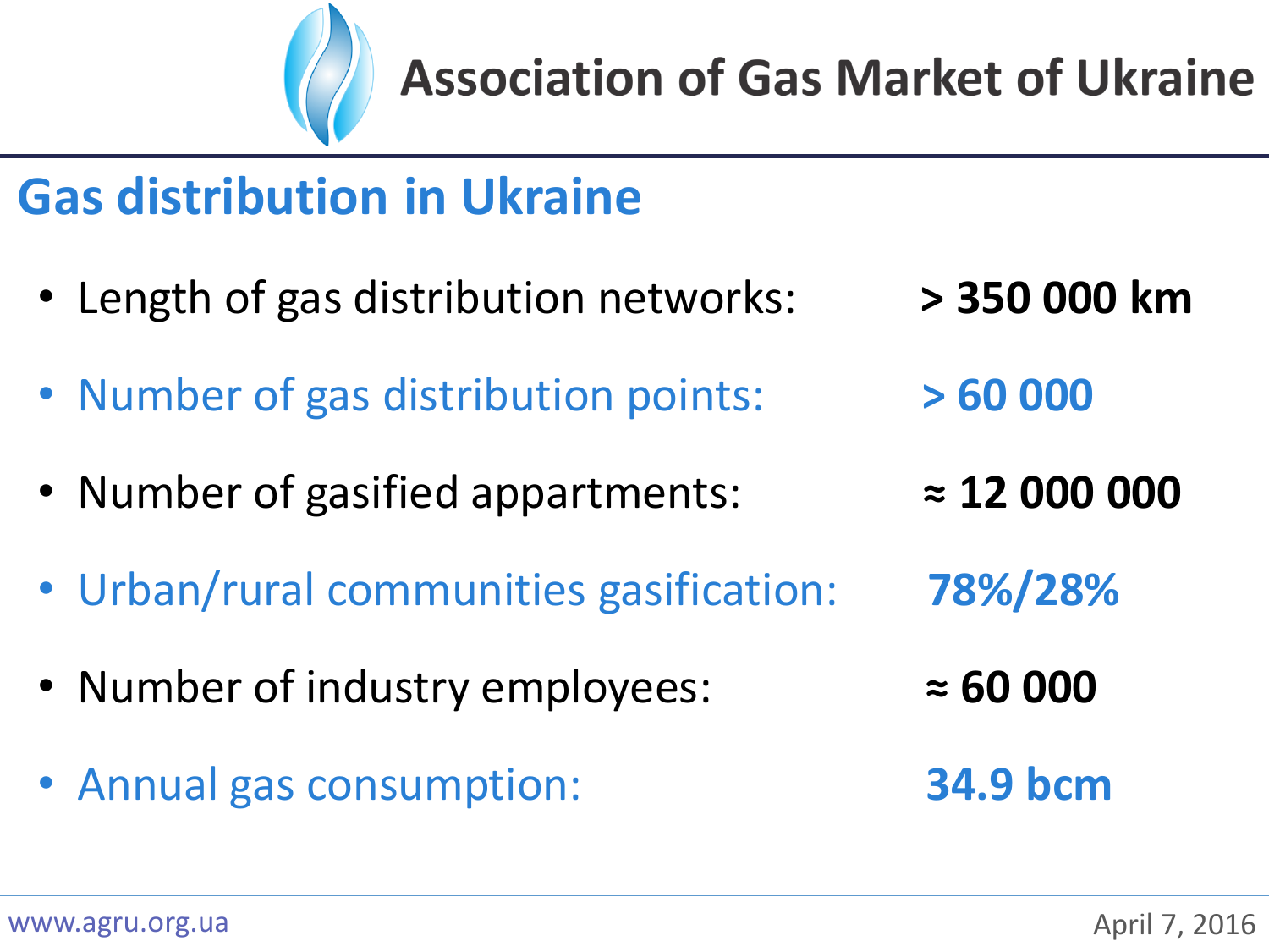# Association of Gas Market of Ukraine

## Gas distribution in Ukraine

- Length of gas distribution networks: **> 350 000 km**
- Number of gas distribution points: **> 60 000**
- Number of gasified appartments: **≈ 12 000 000**
- Urban/rural communities gasification: **78%/28%**
- Number of industry employees: **≈ 60 000**
- Annual gas consumption: **34.9 bcm**

www.agru.org.ua

April 7, 2016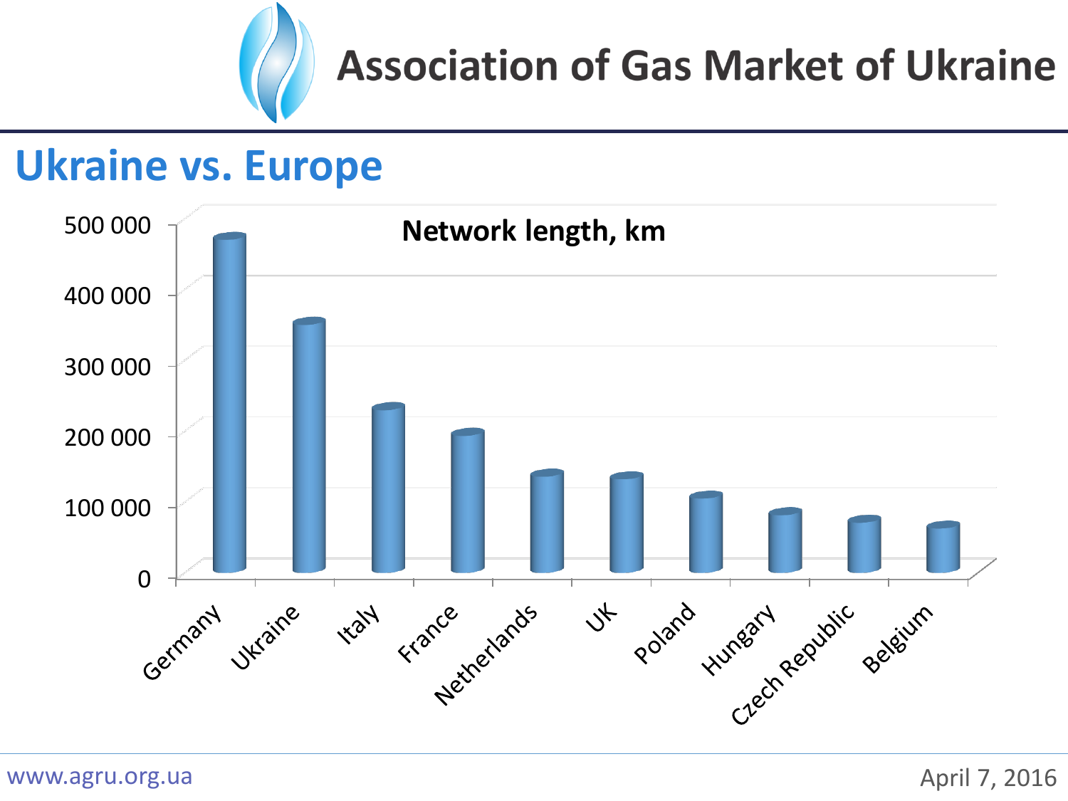# Association of Gas Market of Ukraine

## Ukraine vs. Europe

**Network length, km**

Germany, Ukraine, Italy, France, Netherlands, UK, Poland, Hungary, Czech Republic, Belgium

500 000
400 000
300 000
200 000
100 000
0

www.agru.org.ua

April 7, 2016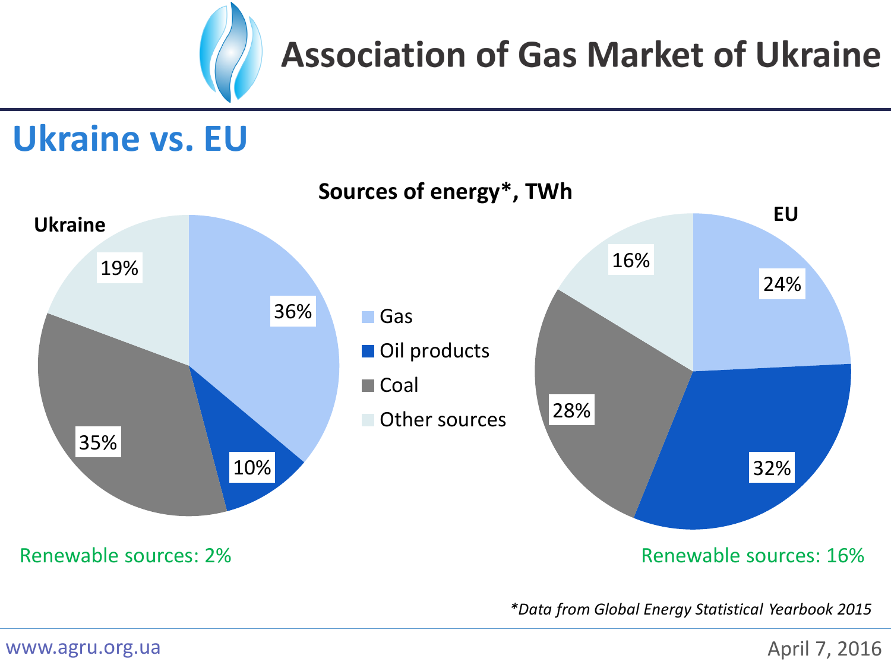# Association of Gas Market of Ukraine

## Ukraine vs. EU

**Sources of energy*, TWh**

**Ukraine**

| Source | Share |
|---|---|
| Gas | 36% |
| Oil products | 10% |
| Coal | 35% |
| Other sources | 19% |

Renewable sources: 2%

**EU**

| Source | Share |
|---|---|
| Gas | 24% |
| Oil products | 32% |
| Coal | 28% |
| Other sources | 16% |

Renewable sources: 16%

*\*Data from Global Energy Statistical Yearbook 2015*

www.agru.org.ua

April 7, 2016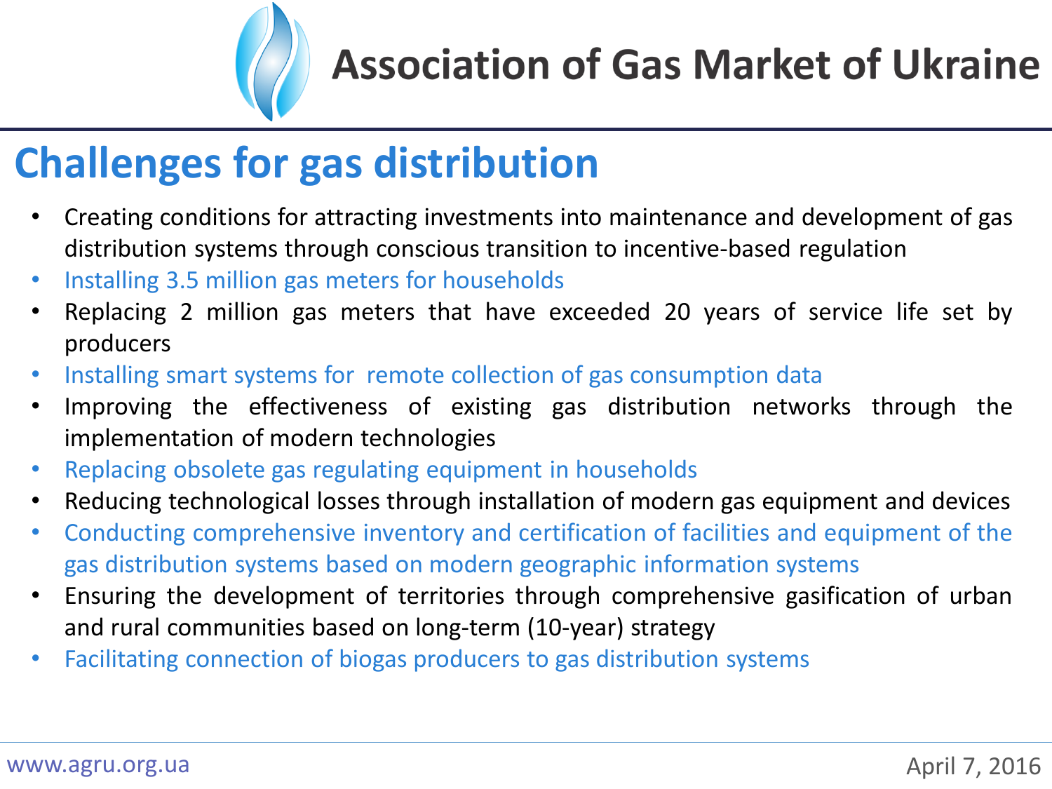# Association of Gas Market of Ukraine

## Challenges for gas distribution

- Creating conditions for attracting investments into maintenance and development of gas distribution systems through conscious transition to incentive-based regulation
- Installing 3.5 million gas meters for households
- Replacing 2 million gas meters that have exceeded 20 years of service life set by producers
- Installing smart systems for remote collection of gas consumption data
- Improving the effectiveness of existing gas distribution networks through the implementation of modern technologies
- Replacing obsolete gas regulating equipment in households
- Reducing technological losses through installation of modern gas equipment and devices
- Conducting comprehensive inventory and certification of facilities and equipment of the gas distribution systems based on modern geographic information systems
- Ensuring the development of territories through comprehensive gasification of urban and rural communities based on long-term (10-year) strategy
- Facilitating connection of biogas producers to gas distribution systems

www.agru.org.ua

April 7, 2016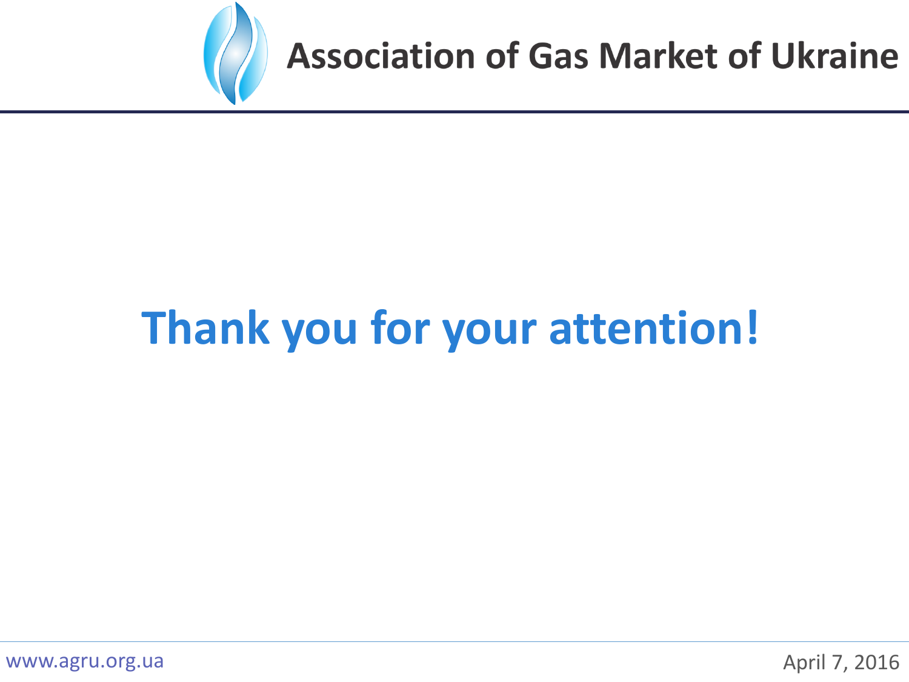# Thank you for your attention!